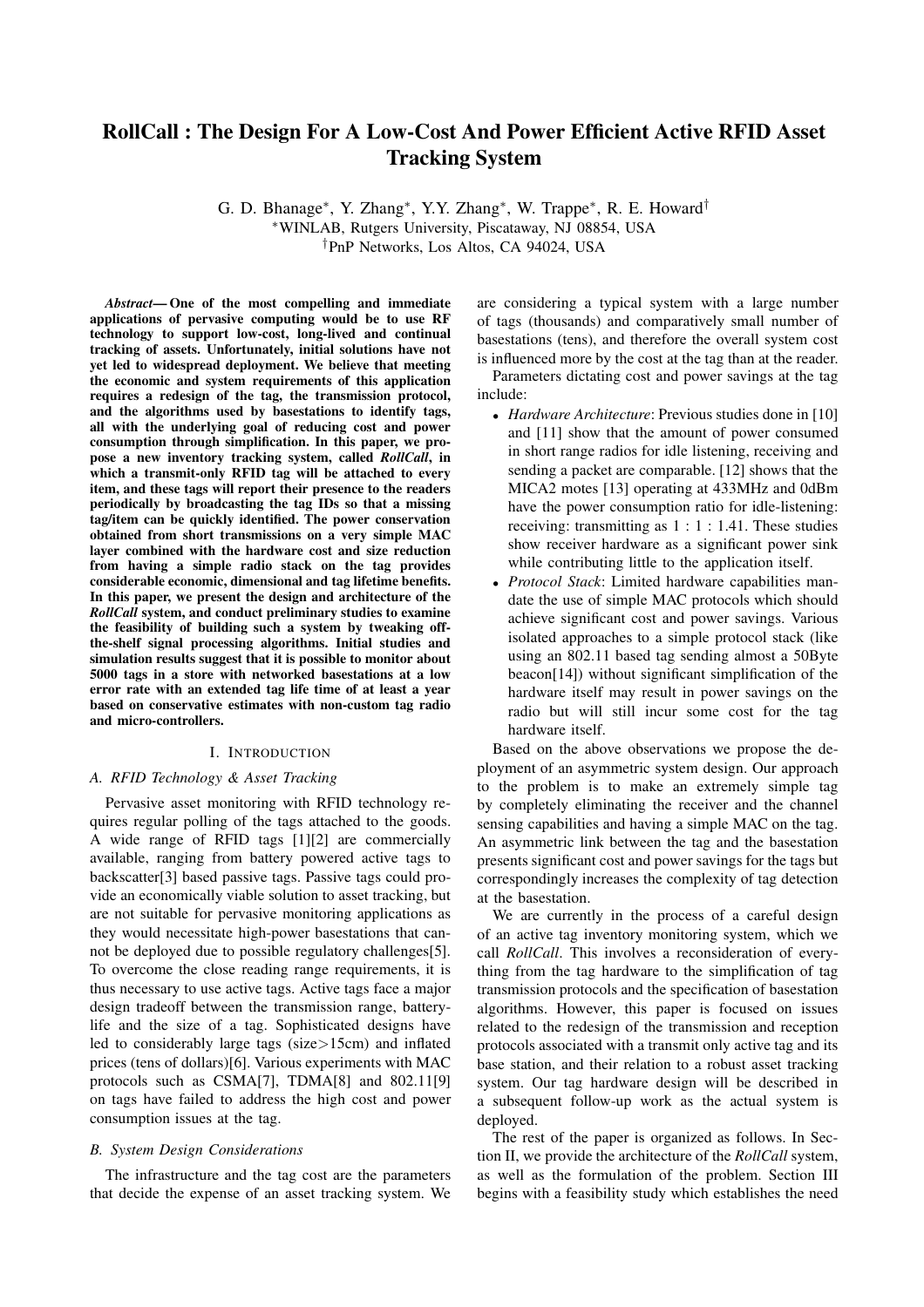# RollCall : The Design For A Low-Cost And Power Efficient Active RFID Asset Tracking System

G. D. Bhanage*, Y. Zhang*, Y.Y. Zhang*, W. Trappe*, R. E. Howard†

*WINLAB, Rutgers University, Piscataway, NJ 08854, USA

†PnP Networks, Los Altos, CA 94024, USA

***Abstract*— One of the most compelling and immediate applications of pervasive computing would be to use RF technology to support low-cost, long-lived and continual tracking of assets. Unfortunately, initial solutions have not yet led to widespread deployment. We believe that meeting the economic and system requirements of this application requires a redesign of the tag, the transmission protocol, and the algorithms used by basestations to identify tags, all with the underlying goal of reducing cost and power consumption through simplification. In this paper, we propose a new inventory tracking system, called *RollCall*, in which a transmit-only RFID tag will be attached to every item, and these tags will report their presence to the readers periodically by broadcasting the tag IDs so that a missing tag/item can be quickly identified. The power conservation obtained from short transmissions on a very simple MAC layer combined with the hardware cost and size reduction from having a simple radio stack on the tag provides considerable economic, dimensional and tag lifetime benefits. In this paper, we present the design and architecture of the *RollCall* system, and conduct preliminary studies to examine the feasibility of building such a system by tweaking off-the-shelf signal processing algorithms. Initial studies and simulation results suggest that it is possible to monitor about 5000 tags in a store with networked basestations at a low error rate with an extended tag life time of at least a year based on conservative estimates with non-custom tag radio and micro-controllers.**

## I. Introduction

### A. RFID Technology & Asset Tracking

Pervasive asset monitoring with RFID technology requires regular polling of the tags attached to the goods. A wide range of RFID tags [1][2] are commercially available, ranging from battery powered active tags to backscatter[3] based passive tags. Passive tags could provide an economically viable solution to asset tracking, but are not suitable for pervasive monitoring applications as they would necessitate high-power basestations that cannot be deployed due to possible regulatory challenges[5]. To overcome the close reading range requirements, it is thus necessary to use active tags. Active tags face a major design tradeoff between the transmission range, battery-life and the size of a tag. Sophisticated designs have led to considerably large tags (size>15cm) and inflated prices (tens of dollars)[6]. Various experiments with MAC protocols such as CSMA[7], TDMA[8] and 802.11[9] on tags have failed to address the high cost and power consumption issues at the tag.

### B. System Design Considerations

The infrastructure and the tag cost are the parameters that decide the expense of an asset tracking system. We are considering a typical system with a large number of tags (thousands) and comparatively small number of basestations (tens), and therefore the overall system cost is influenced more by the cost at the tag than at the reader.

Parameters dictating cost and power savings at the tag include:

- *Hardware Architecture*: Previous studies done in [10] and [11] show that the amount of power consumed in short range radios for idle listening, receiving and sending a packet are comparable. [12] shows that the MICA2 motes [13] operating at 433MHz and 0dBm have the power consumption ratio for idle-listening: receiving: transmitting as 1 : 1 : 1.41. These studies show receiver hardware as a significant power sink while contributing little to the application itself.
- *Protocol Stack*: Limited hardware capabilities mandate the use of simple MAC protocols which should achieve significant cost and power savings. Various isolated approaches to a simple protocol stack (like using an 802.11 based tag sending almost a 50Byte beacon[14]) without significant simplification of the hardware itself may result in power savings on the radio but will still incur some cost for the tag hardware itself.

Based on the above observations we propose the deployment of an asymmetric system design. Our approach to the problem is to make an extremely simple tag by completely eliminating the receiver and the channel sensing capabilities and having a simple MAC on the tag. An asymmetric link between the tag and the basestation presents significant cost and power savings for the tags but correspondingly increases the complexity of tag detection at the basestation.

We are currently in the process of a careful design of an active tag inventory monitoring system, which we call *RollCall*. This involves a reconsideration of everything from the tag hardware to the simplification of tag transmission protocols and the specification of basestation algorithms. However, this paper is focused on issues related to the redesign of the transmission and reception protocols associated with a transmit only active tag and its base station, and their relation to a robust asset tracking system. Our tag hardware design will be described in a subsequent follow-up work as the actual system is deployed.

The rest of the paper is organized as follows. In Section II, we provide the architecture of the *RollCall* system, as well as the formulation of the problem. Section III begins with a feasibility study which establishes the need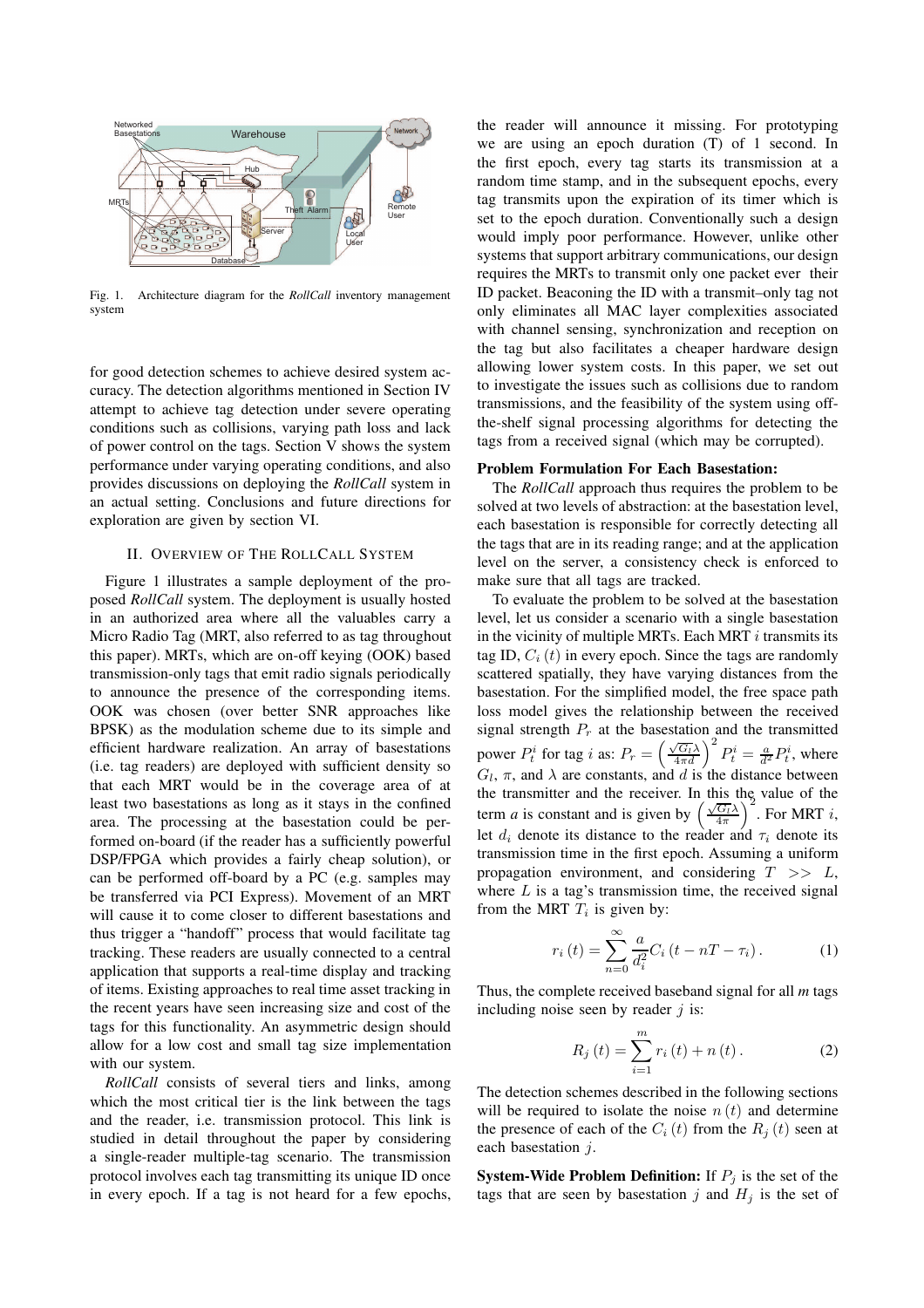Fig. 1. Architecture diagram for the *RollCall* inventory management system

for good detection schemes to achieve desired system accuracy. The detection algorithms mentioned in Section IV attempt to achieve tag detection under severe operating conditions such as collisions, varying path loss and lack of power control on the tags. Section V shows the system performance under varying operating conditions, and also provides discussions on deploying the *RollCall* system in an actual setting. Conclusions and future directions for exploration are given by section VI.

## II. Overview of the RollCall System

Figure 1 illustrates a sample deployment of the proposed *RollCall* system. The deployment is usually hosted in an authorized area where all the valuables carry a Micro Radio Tag (MRT, also referred to as tag throughout this paper). MRTs, which are on-off keying (OOK) based transmission-only tags that emit radio signals periodically to announce the presence of the corresponding items. OOK was chosen (over better SNR approaches like BPSK) as the modulation scheme due to its simple and efficient hardware realization. An array of basestations (i.e. tag readers) are deployed with sufficient density so that each MRT would be in the coverage area of at least two basestations as long as it stays in the confined area. The processing at the basestation could be performed on-board (if the reader has a sufficiently powerful DSP/FPGA which provides a fairly cheap solution), or can be performed off-board by a PC (e.g. samples may be transferred via PCI Express). Movement of an MRT will cause it to come closer to different basestations and thus trigger a "handoff" process that would facilitate tag tracking. These readers are usually connected to a central application that supports a real-time display and tracking of items. Existing approaches to real time asset tracking in the recent years have seen increasing size and cost of the tags for this functionality. An asymmetric design should allow for a low cost and small tag size implementation with our system.

*RollCall* consists of several tiers and links, among which the most critical tier is the link between the tags and the reader, i.e. transmission protocol. This link is studied in detail throughout the paper by considering a single-reader multiple-tag scenario. The transmission protocol involves each tag transmitting its unique ID once in every epoch. If a tag is not heard for a few epochs, the reader will announce it missing. For prototyping we are using an epoch duration (T) of 1 second. In the first epoch, every tag starts its transmission at a random time stamp, and in the subsequent epochs, every tag transmits upon the expiration of its timer which is set to the epoch duration. Conventionally such a design would imply poor performance. However, unlike other systems that support arbitrary communications, our design requires the MRTs to transmit only one packet ever their ID packet. Beaconing the ID with a transmit–only tag not only eliminates all MAC layer complexities associated with channel sensing, synchronization and reception on the tag but also facilitates a cheaper hardware design allowing lower system costs. In this paper, we set out to investigate the issues such as collisions due to random transmissions, and the feasibility of the system using off-the-shelf signal processing algorithms for detecting the tags from a received signal (which may be corrupted).

**Problem Formulation For Each Basestation:**

The *RollCall* approach thus requires the problem to be solved at two levels of abstraction: at the basestation level, each basestation is responsible for correctly detecting all the tags that are in its reading range; and at the application level on the server, a consistency check is enforced to make sure that all tags are tracked.

To evaluate the problem to be solved at the basestation level, let us consider a scenario with a single basestation in the vicinity of multiple MRTs. Each MRT $i$ transmits its tag ID, $C_i(t)$ in every epoch. Since the tags are randomly scattered spatially, they have varying distances from the basestation. For the simplified model, the free space path loss model gives the relationship between the received signal strength $P_r$ at the basestation and the transmitted power $P_t^i$ for tag $i$ as: $P_r = \left(\frac{\sqrt{G_l}\lambda}{4\pi d}\right)^2 P_t^i = \frac{a}{d^2}P_t^i$, where $G_l$, $\pi$, and $\lambda$ are constants, and $d$ is the distance between the transmitter and the receiver. In this the value of the term $a$ is constant and is given by $\left(\frac{\sqrt{G_l}\lambda}{4\pi}\right)^2$. For MRT $i$, let $d_i$ denote its distance to the reader and $\tau_i$ denote its transmission time in the first epoch. Assuming a uniform propagation environment, and considering $T >> L$, where $L$ is a tag's transmission time, the received signal from the MRT $T_i$ is given by:

$$r_i(t) = \sum_{n=0}^{\infty} \frac{a}{d_i^2} C_i(t - nT - \tau_i). \tag{1}$$

Thus, the complete received baseband signal for all *m* tags including noise seen by reader $j$ is:

$$R_j(t) = \sum_{i=1}^{m} r_i(t) + n(t). \tag{2}$$

The detection schemes described in the following sections will be required to isolate the noise $n(t)$ and determine the presence of each of the $C_i(t)$ from the $R_j(t)$ seen at each basestation $j$.

**System-Wide Problem Definition:** If $P_j$ is the set of the tags that are seen by basestation $j$ and $H_j$ is the set of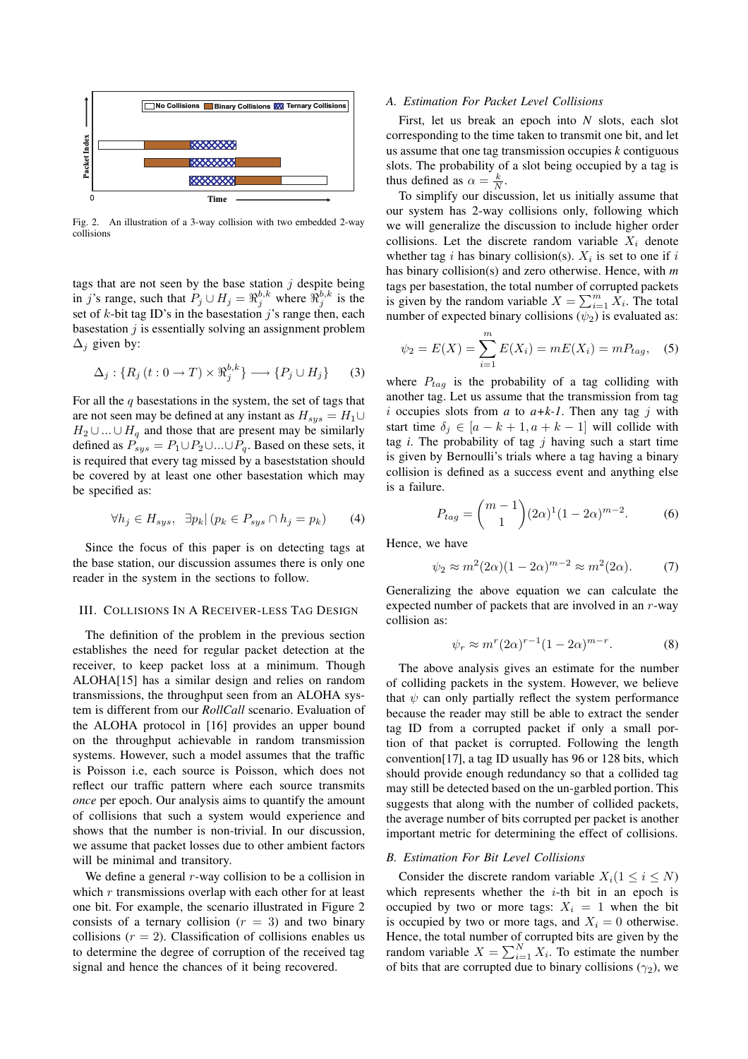Fig. 2. An illustration of a 3-way collision with two embedded 2-way collisions

tags that are not seen by the base station $j$ despite being in $j$'s range, such that $P_j \cup H_j = \Re_j^{b,k}$ where $\Re_j^{b,k}$ is the set of $k$-bit tag ID's in the basestation $j$'s range then, each basestation $j$ is essentially solving an assignment problem $\Delta_j$ given by:

$$\Delta_j : \{R_j\,(t : 0 \rightarrow T) \times \Re_j^{b,k}\} \longrightarrow \{P_j \cup H_j\} \qquad (3)$$

For all the $q$ basestations in the system, the set of tags that are not seen may be defined at any instant as $H_{sys} = H_1 \cup H_2 \cup ... \cup H_q$ and those that are present may be similarly defined as $P_{sys} = P_1 \cup P_2 \cup ... \cup P_q$. Based on these sets, it is required that every tag missed by a basestation should be covered by at least one other basestation which may be specified as:

$$\forall h_j \in H_{sys}, \;\; \exists p_k | \, (p_k \in P_{sys} \cap h_j = p_k) \qquad (4)$$

Since the focus of this paper is on detecting tags at the base station, our discussion assumes there is only one reader in the system in the sections to follow.

## III. Collisions In A Receiver-less Tag Design

The definition of the problem in the previous section establishes the need for regular packet detection at the receiver, to keep packet loss at a minimum. Though ALOHA[15] has a similar design and relies on random transmissions, the throughput seen from an ALOHA system is different from our *RollCall* scenario. Evaluation of the ALOHA protocol in [16] provides an upper bound on the throughput achievable in random transmission systems. However, such a model assumes that the traffic is Poisson i.e, each source is Poisson, which does not reflect our traffic pattern where each source transmits *once* per epoch. Our analysis aims to quantify the amount of collisions that such a system would experience and shows that the number is non-trivial. In our discussion, we assume that packet losses due to other ambient factors will be minimal and transitory.

We define a general $r$-way collision to be a collision in which $r$ transmissions overlap with each other for at least one bit. For example, the scenario illustrated in Figure 2 consists of a ternary collision ($r = 3$) and two binary collisions ($r = 2$). Classification of collisions enables us to determine the degree of corruption of the received tag signal and hence the chances of it being recovered.

### A. Estimation For Packet Level Collisions

First, let us break an epoch into $N$ slots, each slot corresponding to the time taken to transmit one bit, and let us assume that one tag transmission occupies $k$ contiguous slots. The probability of a slot being occupied by a tag is thus defined as $\alpha = \frac{k}{N}$.

To simplify our discussion, let us initially assume that our system has 2-way collisions only, following which we will generalize the discussion to include higher order collisions. Let the discrete random variable $X_i$ denote whether tag $i$ has binary collision(s). $X_i$ is set to one if $i$ has binary collision(s) and zero otherwise. Hence, with $m$ tags per basestation, the total number of corrupted packets is given by the random variable $X = \sum_{i=1}^{m} X_i$. The total number of expected binary collisions ($\psi_2$) is evaluated as:

$$\psi_2 = E(X) = \sum_{i=1}^{m} E(X_i) = mE(X_i) = mP_{tag}, \quad (5)$$

where $P_{tag}$ is the probability of a tag colliding with another tag. Let us assume that the transmission from tag $i$ occupies slots from $a$ to $a+k-1$. Then any tag $j$ with start time $\delta_j \in [a - k + 1, a + k - 1]$ will collide with tag $i$. The probability of tag $j$ having such a start time is given by Bernoulli's trials where a tag having a binary collision is defined as a success event and anything else is a failure.

$$P_{tag} = \binom{m-1}{1}(2\alpha)^1(1 - 2\alpha)^{m-2}. \qquad (6)$$

Hence, we have

$$\psi_2 \approx m^2(2\alpha)(1 - 2\alpha)^{m-2} \approx m^2(2\alpha). \qquad (7)$$

Generalizing the above equation we can calculate the expected number of packets that are involved in an $r$-way collision as:

$$\psi_r \approx m^r(2\alpha)^{r-1}(1 - 2\alpha)^{m-r}. \qquad (8)$$

The above analysis gives an estimate for the number of colliding packets in the system. However, we believe that $\psi$ can only partially reflect the system performance because the reader may still be able to extract the sender tag ID from a corrupted packet if only a small portion of that packet is corrupted. Following the length convention[17], a tag ID usually has 96 or 128 bits, which should provide enough redundancy so that a collided tag may still be detected based on the un-garbled portion. This suggests that along with the number of collided packets, the average number of bits corrupted per packet is another important metric for determining the effect of collisions.

### B. Estimation For Bit Level Collisions

Consider the discrete random variable $X_i (1 \leq i \leq N)$ which represents whether the $i$-th bit in an epoch is occupied by two or more tags: $X_i = 1$ when the bit is occupied by two or more tags, and $X_i = 0$ otherwise. Hence, the total number of corrupted bits are given by the random variable $X = \sum_{i=1}^{N} X_i$. To estimate the number of bits that are corrupted due to binary collisions ($\gamma_2$), we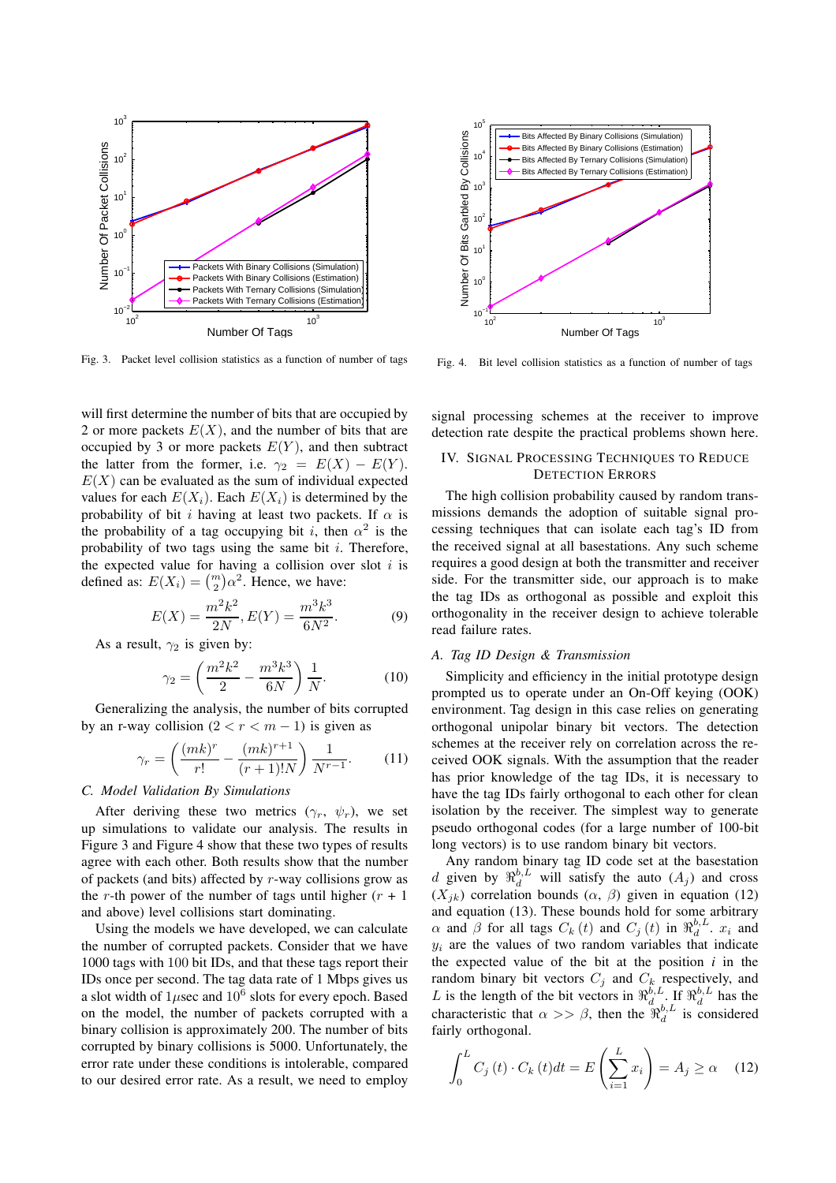Fig. 3. Packet level collision statistics as a function of number of tags

Fig. 4. Bit level collision statistics as a function of number of tags

will first determine the number of bits that are occupied by 2 or more packets $E(X)$, and the number of bits that are occupied by 3 or more packets $E(Y)$, and then subtract the latter from the former, i.e. $\gamma_2 = E(X) - E(Y)$. $E(X)$ can be evaluated as the sum of individual expected values for each $E(X_i)$. Each $E(X_i)$ is determined by the probability of bit $i$ having at least two packets. If $\alpha$ is the probability of a tag occupying bit $i$, then $\alpha^2$ is the probability of two tags using the same bit $i$. Therefore, the expected value for having a collision over slot $i$ is defined as: $E(X_i) = \binom{m}{2}\alpha^2$. Hence, we have:

$$E(X) = \frac{m^2k^2}{2N}, E(Y) = \frac{m^3k^3}{6N^2}. \quad (9)$$

As a result, $\gamma_2$ is given by:

$$\gamma_2 = \left(\frac{m^2k^2}{2} - \frac{m^3k^3}{6N}\right)\frac{1}{N}. \quad (10)$$

Generalizing the analysis, the number of bits corrupted by an r-way collision ($2 < r < m - 1$) is given as

$$\gamma_r = \left(\frac{(mk)^r}{r!} - \frac{(mk)^{r+1}}{(r+1)!N}\right)\frac{1}{N^{r-1}}. \quad (11)$$

### C. Model Validation By Simulations

After deriving these two metrics ($\gamma_r$, $\psi_r$), we set up simulations to validate our analysis. The results in Figure 3 and Figure 4 show that these two types of results agree with each other. Both results show that the number of packets (and bits) affected by $r$-way collisions grow as the $r$-th power of the number of tags until higher ($r$ + 1 and above) level collisions start dominating.

Using the models we have developed, we can calculate the number of corrupted packets. Consider that we have 1000 tags with 100 bit IDs, and that these tags report their IDs once per second. The tag data rate of 1 Mbps gives us a slot width of $1\mu$sec and $10^6$ slots for every epoch. Based on the model, the number of packets corrupted with a binary collision is approximately 200. The number of bits corrupted by binary collisions is 5000. Unfortunately, the error rate under these conditions is intolerable, compared to our desired error rate. As a result, we need to employ signal processing schemes at the receiver to improve detection rate despite the practical problems shown here.

## IV. Signal Processing Techniques to Reduce Detection Errors

The high collision probability caused by random transmissions demands the adoption of suitable signal processing techniques that can isolate each tag's ID from the received signal at all basestations. Any such scheme requires a good design at both the transmitter and receiver side. For the transmitter side, our approach is to make the tag IDs as orthogonal as possible and exploit this orthogonality in the receiver design to achieve tolerable read failure rates.

### A. Tag ID Design & Transmission

Simplicity and efficiency in the initial prototype design prompted us to operate under an On-Off keying (OOK) environment. Tag design in this case relies on generating orthogonal unipolar binary bit vectors. The detection schemes at the receiver rely on correlation across the received OOK signals. With the assumption that the reader has prior knowledge of the tag IDs, it is necessary to have the tag IDs fairly orthogonal to each other for clean isolation by the receiver. The simplest way to generate pseudo orthogonal codes (for a large number of 100-bit long vectors) is to use random binary bit vectors.

Any random binary tag ID code set at the basestation $d$ given by $\Re_d^{b,L}$ will satisfy the auto ($A_j$) and cross ($X_{jk}$) correlation bounds ($\alpha$, $\beta$) given in equation (12) and equation (13). These bounds hold for some arbitrary $\alpha$ and $\beta$ for all tags $C_k(t)$ and $C_j(t)$ in $\Re_d^{b,L}$. $x_i$ and $y_i$ are the values of two random variables that indicate the expected value of the bit at the position $i$ in the random binary bit vectors $C_j$ and $C_k$ respectively, and $L$ is the length of the bit vectors in $\Re_d^{b,L}$. If $\Re_d^{b,L}$ has the characteristic that $\alpha >> \beta$, then the $\Re_d^{b,L}$ is considered fairly orthogonal.

$$\int_0^L C_j(t) \cdot C_k(t)dt = E\left(\sum_{i=1}^{L} x_i\right) = A_j \geq \alpha \quad (12)$$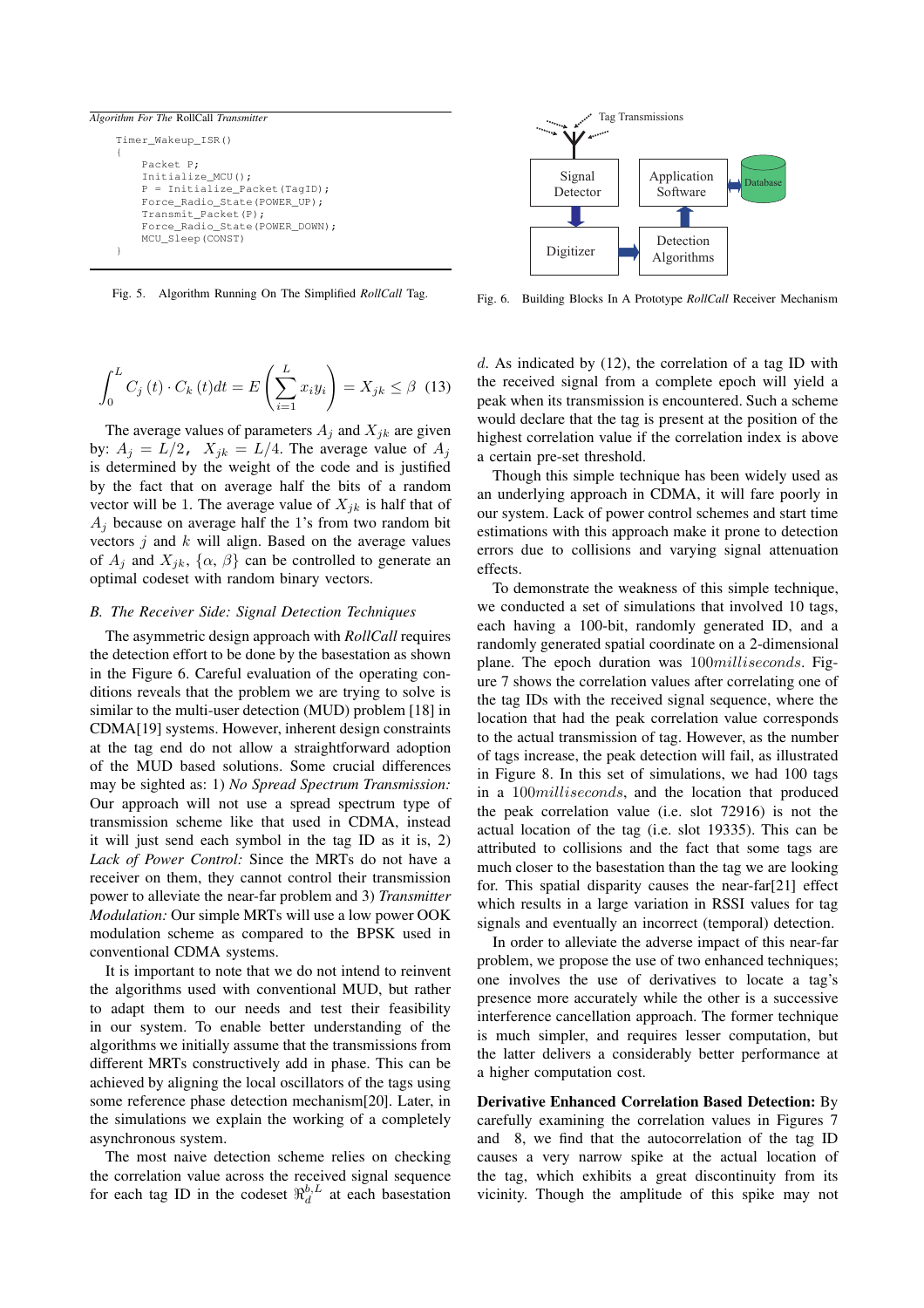*Algorithm For The* RollCall *Transmitter*

```
Timer_Wakeup_ISR()
{
    Packet P;
    Initialize_MCU();
    P = Initialize_Packet(TagID);
    Force_Radio_State(POWER_UP);
    Transmit_Packet(P);
    Force_Radio_State(POWER_DOWN);
    MCU_Sleep(CONST)
}
```

Fig. 5. Algorithm Running On The Simplified *RollCall* Tag.

Fig. 6. Building Blocks In A Prototype *RollCall* Receiver Mechanism

$$\int_0^L C_j(t) \cdot C_k(t) dt = E\left(\sum_{i=1}^{L} x_i y_i\right) = X_{jk} \leq \beta \quad (13)$$

The average values of parameters $A_j$ and $X_{jk}$ are given by: $A_j = L/2$, $X_{jk} = L/4$. The average value of $A_j$ is determined by the weight of the code and is justified by the fact that on average half the bits of a random vector will be 1. The average value of $X_{jk}$ is half that of $A_j$ because on average half the 1's from two random bit vectors $j$ and $k$ will align. Based on the average values of $A_j$ and $X_{jk}$, $\{\alpha, \beta\}$ can be controlled to generate an optimal codeset with random binary vectors.

### *B. The Receiver Side: Signal Detection Techniques*

The asymmetric design approach with *RollCall* requires the detection effort to be done by the basestation as shown in the Figure 6. Careful evaluation of the operating conditions reveals that the problem we are trying to solve is similar to the multi-user detection (MUD) problem [18] in CDMA[19] systems. However, inherent design constraints at the tag end do not allow a straightforward adoption of the MUD based solutions. Some crucial differences may be sighted as: 1) *No Spread Spectrum Transmission:* Our approach will not use a spread spectrum type of transmission scheme like that used in CDMA, instead it will just send each symbol in the tag ID as it is, 2) *Lack of Power Control:* Since the MRTs do not have a receiver on them, they cannot control their transmission power to alleviate the near-far problem and 3) *Transmitter Modulation:* Our simple MRTs will use a low power OOK modulation scheme as compared to the BPSK used in conventional CDMA systems.

It is important to note that we do not intend to reinvent the algorithms used with conventional MUD, but rather to adapt them to our needs and test their feasibility in our system. To enable better understanding of the algorithms we initially assume that the transmissions from different MRTs constructively add in phase. This can be achieved by aligning the local oscillators of the tags using some reference phase detection mechanism[20]. Later, in the simulations we explain the working of a completely asynchronous system.

The most naive detection scheme relies on checking the correlation value across the received signal sequence for each tag ID in the codeset $\Re_d^{b,L}$ at each basestation $d$. As indicated by (12), the correlation of a tag ID with the received signal from a complete epoch will yield a peak when its transmission is encountered. Such a scheme would declare that the tag is present at the position of the highest correlation value if the correlation index is above a certain pre-set threshold.

Though this simple technique has been widely used as an underlying approach in CDMA, it will fare poorly in our system. Lack of power control schemes and start time estimations with this approach make it prone to detection errors due to collisions and varying signal attenuation effects.

To demonstrate the weakness of this simple technique, we conducted a set of simulations that involved 10 tags, each having a 100-bit, randomly generated ID, and a randomly generated spatial coordinate on a 2-dimensional plane. The epoch duration was $100 milliseconds$. Figure 7 shows the correlation values after correlating one of the tag IDs with the received signal sequence, where the location that had the peak correlation value corresponds to the actual transmission of tag. However, as the number of tags increase, the peak detection will fail, as illustrated in Figure 8. In this set of simulations, we had 100 tags in a $100 milliseconds$, and the location that produced the peak correlation value (i.e. slot 72916) is not the actual location of the tag (i.e. slot 19335). This can be attributed to collisions and the fact that some tags are much closer to the basestation than the tag we are looking for. This spatial disparity causes the near-far[21] effect which results in a large variation in RSSI values for tag signals and eventually an incorrect (temporal) detection.

In order to alleviate the adverse impact of this near-far problem, we propose the use of two enhanced techniques; one involves the use of derivatives to locate a tag's presence more accurately while the other is a successive interference cancellation approach. The former technique is much simpler, and requires lesser computation, but the latter delivers a considerably better performance at a higher computation cost.

**Derivative Enhanced Correlation Based Detection:** By carefully examining the correlation values in Figures 7 and 8, we find that the autocorrelation of the tag ID causes a very narrow spike at the actual location of the tag, which exhibits a great discontinuity from its vicinity. Though the amplitude of this spike may not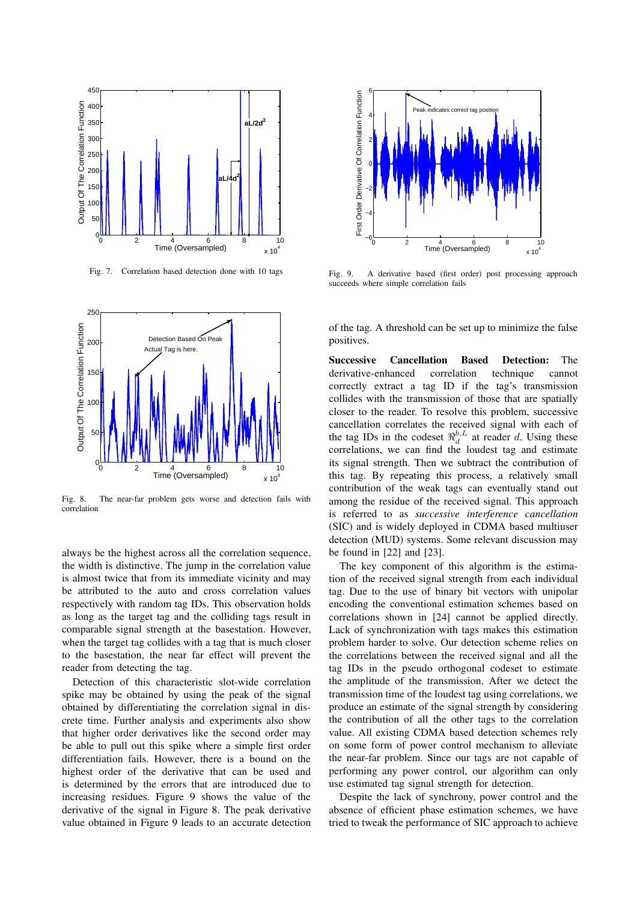Fig. 7. Correlation based detection done with 10 tags

Fig. 8. The near-far problem gets worse and detection fails with correlation

always be the highest across all the correlation sequence, the width is distinctive. The jump in the correlation value is almost twice that from its immediate vicinity and may be attributed to the auto and cross correlation values respectively with random tag IDs. This observation holds as long as the target tag and the colliding tags result in comparable signal strength at the basestation. However, when the target tag collides with a tag that is much closer to the basestation, the near far effect will prevent the reader from detecting the tag.

Detection of this characteristic slot-wide correlation spike may be obtained by using the peak of the signal obtained by differentiating the correlation signal in discrete time. Further analysis and experiments also show that higher order derivatives like the second order may be able to pull out this spike where a simple first order differentiation fails. However, there is a bound on the highest order of the derivative that can be used and is determined by the errors that are introduced due to increasing residues. Figure 9 shows the value of the derivative of the signal in Figure 8. The peak derivative value obtained in Figure 9 leads to an accurate detection of the tag. A threshold can be set up to minimize the false positives.

Fig. 9. A derivative based (first order) post processing approach succeeds where simple correlation fails

**Successive Cancellation Based Detection:** The derivative-enhanced correlation technique cannot correctly extract a tag ID if the tag's transmission collides with the transmission of those that are spatially closer to the reader. To resolve this problem, successive cancellation correlates the received signal with each of the tag IDs in the codeset $\Re_d^{b,L}$ at reader $d$. Using these correlations, we can find the loudest tag and estimate its signal strength. Then we subtract the contribution of this tag. By repeating this process, a relatively small contribution of the weak tags can eventually stand out among the residue of the received signal. This approach is referred to as *successive interference cancellation* (SIC) and is widely deployed in CDMA based multiuser detection (MUD) systems. Some relevant discussion may be found in [22] and [23].

The key component of this algorithm is the estimation of the received signal strength from each individual tag. Due to the use of binary bit vectors with unipolar encoding the conventional estimation schemes based on correlations shown in [24] cannot be applied directly. Lack of synchronization with tags makes this estimation problem harder to solve. Our detection scheme relies on the correlations between the received signal and all the tag IDs in the pseudo orthogonal codeset to estimate the amplitude of the transmission. After we detect the transmission time of the loudest tag using correlations, we produce an estimate of the signal strength by considering the contribution of all the other tags to the correlation value. All existing CDMA based detection schemes rely on some form of power control mechanism to alleviate the near-far problem. Since our tags are not capable of performing any power control, our algorithm can only use estimated tag signal strength for detection.

Despite the lack of synchrony, power control and the absence of efficient phase estimation schemes, we have tried to tweak the performance of SIC approach to achieve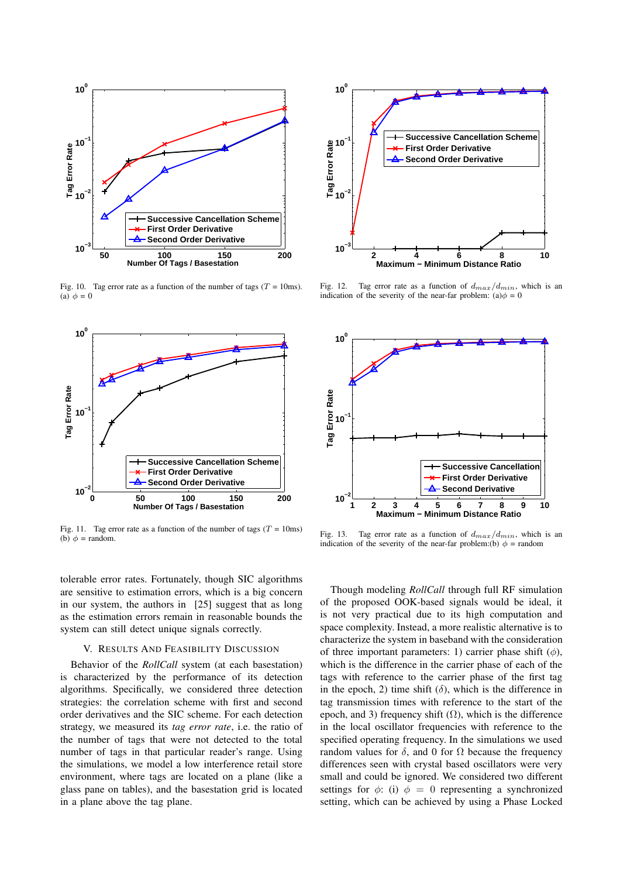Fig. 10. Tag error rate as a function of the number of tags ($T$ = 10ms). (a) $\phi$ = 0

Fig. 12. Tag error rate as a function of $d_{max}/d_{min}$, which is an indication of the severity of the near-far problem: (a)$\phi$ = 0

Fig. 11. Tag error rate as a function of the number of tags ($T$ = 10ms) (b) $\phi$ = random.

Fig. 13. Tag error rate as a function of $d_{max}/d_{min}$, which is an indication of the severity of the near-far problem:(b) $\phi$ = random

tolerable error rates. Fortunately, though SIC algorithms are sensitive to estimation errors, which is a big concern in our system, the authors in [25] suggest that as long as the estimation errors remain in reasonable bounds the system can still detect unique signals correctly.

## V. Results and Feasibility Discussion

Behavior of the *RollCall* system (at each basestation) is characterized by the performance of its detection algorithms. Specifically, we considered three detection strategies: the correlation scheme with first and second order derivatives and the SIC scheme. For each detection strategy, we measured its *tag error rate*, i.e. the ratio of the number of tags that were not detected to the total number of tags in that particular reader's range. Using the simulations, we model a low interference retail store environment, where tags are located on a plane (like a glass pane on tables), and the basestation grid is located in a plane above the tag plane.

Though modeling *RollCall* through full RF simulation of the proposed OOK-based signals would be ideal, it is not very practical due to its high computation and space complexity. Instead, a more realistic alternative is to characterize the system in baseband with the consideration of three important parameters: 1) carrier phase shift ($\phi$), which is the difference in the carrier phase of each of the tags with reference to the carrier phase of the first tag in the epoch, 2) time shift ($\delta$), which is the difference in tag transmission times with reference to the start of the epoch, and 3) frequency shift ($\Omega$), which is the difference in the local oscillator frequencies with reference to the specified operating frequency. In the simulations we used random values for $\delta$, and 0 for $\Omega$ because the frequency differences seen with crystal based oscillators were very small and could be ignored. We considered two different settings for $\phi$: (i) $\phi = 0$ representing a synchronized setting, which can be achieved by using a Phase Locked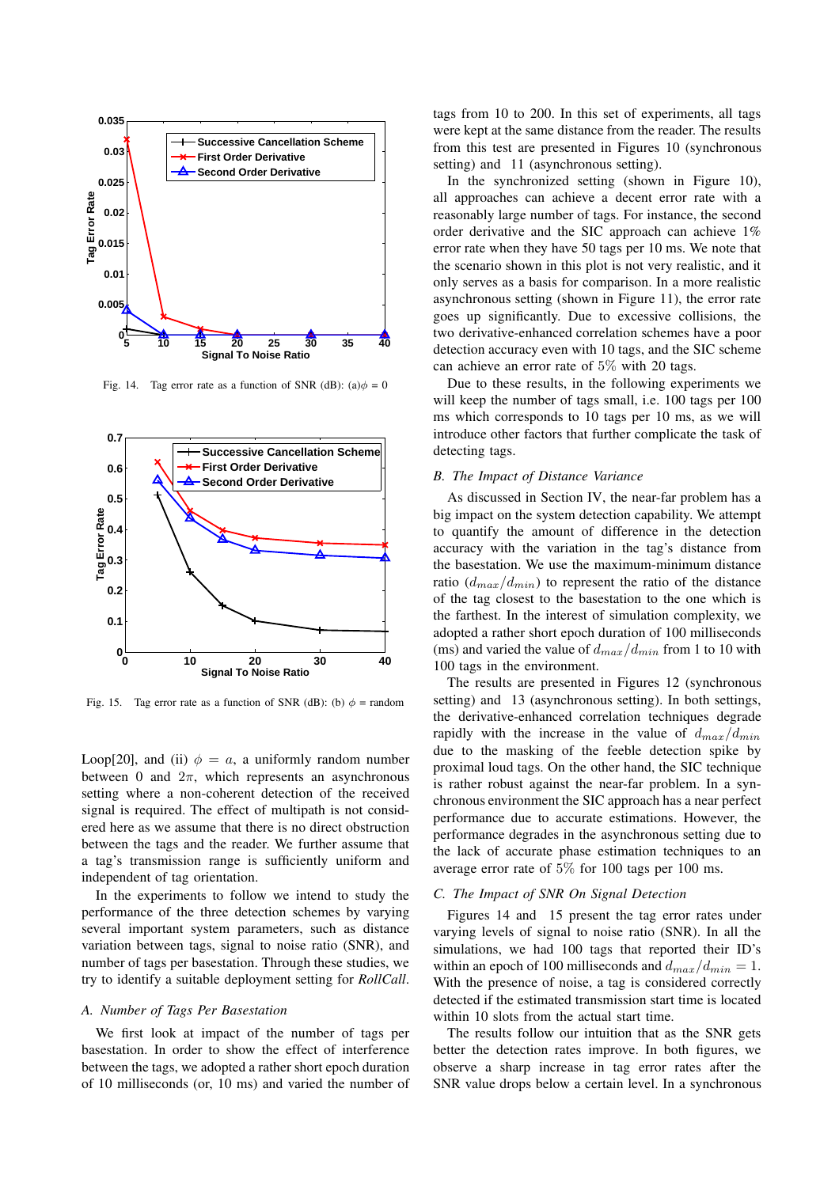Fig. 14. Tag error rate as a function of SNR (dB): (a)$\phi$ = 0

Fig. 15. Tag error rate as a function of SNR (dB): (b) $\phi$ = random

Loop[20], and (ii) $\phi = a$, a uniformly random number between 0 and $2\pi$, which represents an asynchronous setting where a non-coherent detection of the received signal is required. The effect of multipath is not considered here as we assume that there is no direct obstruction between the tags and the reader. We further assume that a tag's transmission range is sufficiently uniform and independent of tag orientation.

In the experiments to follow we intend to study the performance of the three detection schemes by varying several important system parameters, such as distance variation between tags, signal to noise ratio (SNR), and number of tags per basestation. Through these studies, we try to identify a suitable deployment setting for *RollCall*.

### A. Number of Tags Per Basestation

We first look at impact of the number of tags per basestation. In order to show the effect of interference between the tags, we adopted a rather short epoch duration of 10 milliseconds (or, 10 ms) and varied the number of tags from 10 to 200. In this set of experiments, all tags were kept at the same distance from the reader. The results from this test are presented in Figures 10 (synchronous setting) and 11 (asynchronous setting).

In the synchronized setting (shown in Figure 10), all approaches can achieve a decent error rate with a reasonably large number of tags. For instance, the second order derivative and the SIC approach can achieve 1% error rate when they have 50 tags per 10 ms. We note that the scenario shown in this plot is not very realistic, and it only serves as a basis for comparison. In a more realistic asynchronous setting (shown in Figure 11), the error rate goes up significantly. Due to excessive collisions, the two derivative-enhanced correlation schemes have a poor detection accuracy even with 10 tags, and the SIC scheme can achieve an error rate of 5% with 20 tags.

Due to these results, in the following experiments we will keep the number of tags small, i.e. 100 tags per 100 ms which corresponds to 10 tags per 10 ms, as we will introduce other factors that further complicate the task of detecting tags.

### B. The Impact of Distance Variance

As discussed in Section IV, the near-far problem has a big impact on the system detection capability. We attempt to quantify the amount of difference in the detection accuracy with the variation in the tag's distance from the basestation. We use the maximum-minimum distance ratio ($d_{max}/d_{min}$) to represent the ratio of the distance of the tag closest to the basestation to the one which is the farthest. In the interest of simulation complexity, we adopted a rather short epoch duration of 100 milliseconds (ms) and varied the value of $d_{max}/d_{min}$ from 1 to 10 with 100 tags in the environment.

The results are presented in Figures 12 (synchronous setting) and 13 (asynchronous setting). In both settings, the derivative-enhanced correlation schemes degrade rapidly with the increase in the value of $d_{max}/d_{min}$ due to the masking of the feeble detection spike by proximal loud tags. On the other hand, the SIC technique is rather robust against the near-far problem. In a synchronous environment the SIC approach has a near perfect performance due to accurate estimations. However, the performance degrades in the asynchronous setting due to the lack of accurate phase estimation techniques to an average error rate of 5% for 100 tags per 100 ms.

### C. The Impact of SNR On Signal Detection

Figures 14 and 15 present the tag error rates under varying levels of signal to noise ratio (SNR). In all the simulations, we had 100 tags that reported their ID's within an epoch of 100 milliseconds and $d_{max}/d_{min} = 1$. With the presence of noise, a tag is considered correctly detected if the estimated transmission start time is located within 10 slots from the actual start time.

The results follow our intuition that as the SNR gets better the detection rates improve. In both figures, we observe a sharp increase in tag error rates after the SNR value drops below a certain level. In a synchronous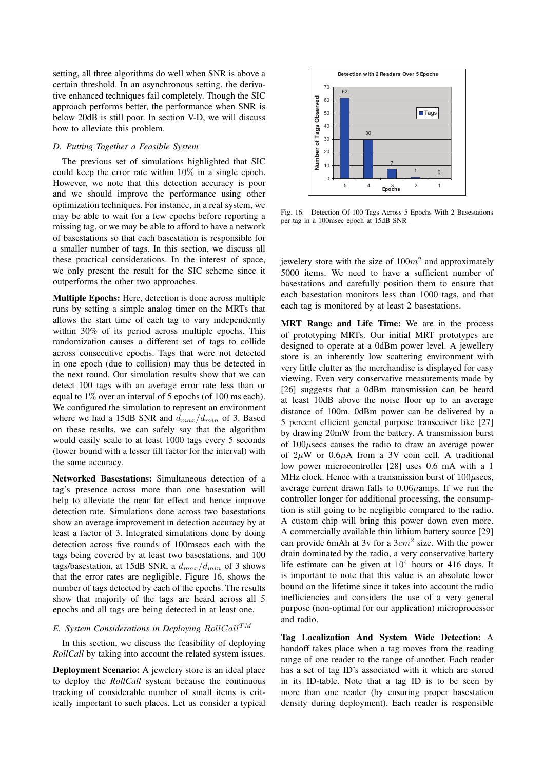setting, all three algorithms do well when SNR is above a certain threshold. In an asynchronous setting, the derivative enhanced techniques fail completely. Though the SIC approach performs better, the performance when SNR is below 20dB is still poor. In section V-D, we will discuss how to alleviate this problem.

### D. Putting Together a Feasible System

The previous set of simulations highlighted that SIC could keep the error rate within 10% in a single epoch. However, we note that this detection accuracy is poor and we should improve the performance using other optimization techniques. For instance, in a real system, we may be able to wait for a few epochs before reporting a missing tag, or we may be able to afford to have a network of basestations so that each basestation is responsible for a smaller number of tags. In this section, we discuss all these practical considerations. In the interest of space, we only present the result for the SIC scheme since it outperforms the other two approaches.

**Multiple Epochs:** Here, detection is done across multiple runs by setting a simple analog timer on the MRTs that allows the start time of each tag to vary independently within 30% of its period across multiple epochs. This randomization causes a different set of tags to collide across consecutive epochs. Tags that were not detected in one epoch (due to collision) may thus be detected in the next round. Our simulation results show that we can detect 100 tags with an average error rate less than or equal to 1% over an interval of 5 epochs (of 100 ms each). We configured the simulation to represent an environment where we had a 15dB SNR and $d_{max}/d_{min}$ of 3. Based on these results, we can safely say that the algorithm would easily scale to at least 1000 tags every 5 seconds (lower bound with a lesser fill factor for the interval) with the same accuracy.

**Networked Basestations:** Simultaneous detection of a tag's presence across more than one basestation will help to alleviate the near far effect and hence improve detection rate. Simulations done across two basestations show an average improvement in detection accuracy by at least a factor of 3. Integrated simulations done by doing detection across five rounds of 100msecs each with the tags being covered by at least two basestations, and 100 tags/basestation, at 15dB SNR, a $d_{max}/d_{min}$ of 3 shows that the error rates are negligible. Figure 16, shows the number of tags detected by each of the epochs. The results show that majority of the tags are heard across all 5 epochs and all tags are being detected in at least one.

### E. System Considerations in Deploying $RollCall^{TM}$

In this section, we discuss the feasibility of deploying *RollCall* by taking into account the related system issues.

**Deployment Scenario:** A jewelery store is an ideal place to deploy the *RollCall* system because the continuous tracking of considerable number of small items is critically important to such places. Let us consider a typical jewelery store with the size of $100m^2$ and approximately 5000 items. We need to have a sufficient number of basestations and carefully position them to ensure that each basestation monitors less than 1000 tags, and that each tag is monitored by at least 2 basestations.

Detection with 2 Readers Over 5 Epochs

| Epochs | Number of Tags Observed |
|---|---|
| 5 | 62 |
| 4 | 30 |
| 3 | 7 |
| 2 | 1 |
| 1 | 0 |

Fig. 16. Detection Of 100 Tags Across 5 Epochs With 2 Basestations per tag in a 100msec epoch at 15dB SNR

**MRT Range and Life Time:** We are in the process of prototyping MRTs. Our initial MRT prototypes are designed to operate at a 0dBm power level. A jewellery store is an inherently low scattering environment with very little clutter as the merchandise is displayed for easy viewing. Even very conservative measurements made by [26] suggests that a 0dBm transmission can be heard at least 10dB above the noise floor up to an average distance of 100m. 0dBm power can be delivered by a 5 percent efficient general purpose transceiver like [27] by drawing 20mW from the battery. A transmission burst of $100\mu$secs causes the radio to draw an average power of $2\mu$W or $0.6\mu$A from a 3V coin cell. A traditional low power microcontroller [28] uses 0.6 mA with a 1 MHz clock. Hence with a transmission burst of $100\mu$secs, average current drawn falls to $0.06\mu$amps. If we run the controller longer for additional processing, the consumption is still going to be negligible compared to the radio. A custom chip will bring this power down even more. A commercially available thin lithium battery source [29] can provide 6mAh at 3v for a $3cm^2$ size. With the power drain dominated by the radio, a very conservative battery life estimate can be given at $10^4$ hours or 416 days. It is important to note that this value is an absolute lower bound on the lifetime since it takes into account the radio inefficiencies and considers the use of a very general purpose (non-optimal for our application) microprocessor and radio.

**Tag Localization And System Wide Detection:** A handoff takes place when a tag moves from the reading range of one reader to the range of another. Each reader has a set of tag ID's associated with it which are stored in its ID-table. Note that a tag ID is to be seen by more than one reader (by ensuring proper basestation density during deployment). Each reader is responsible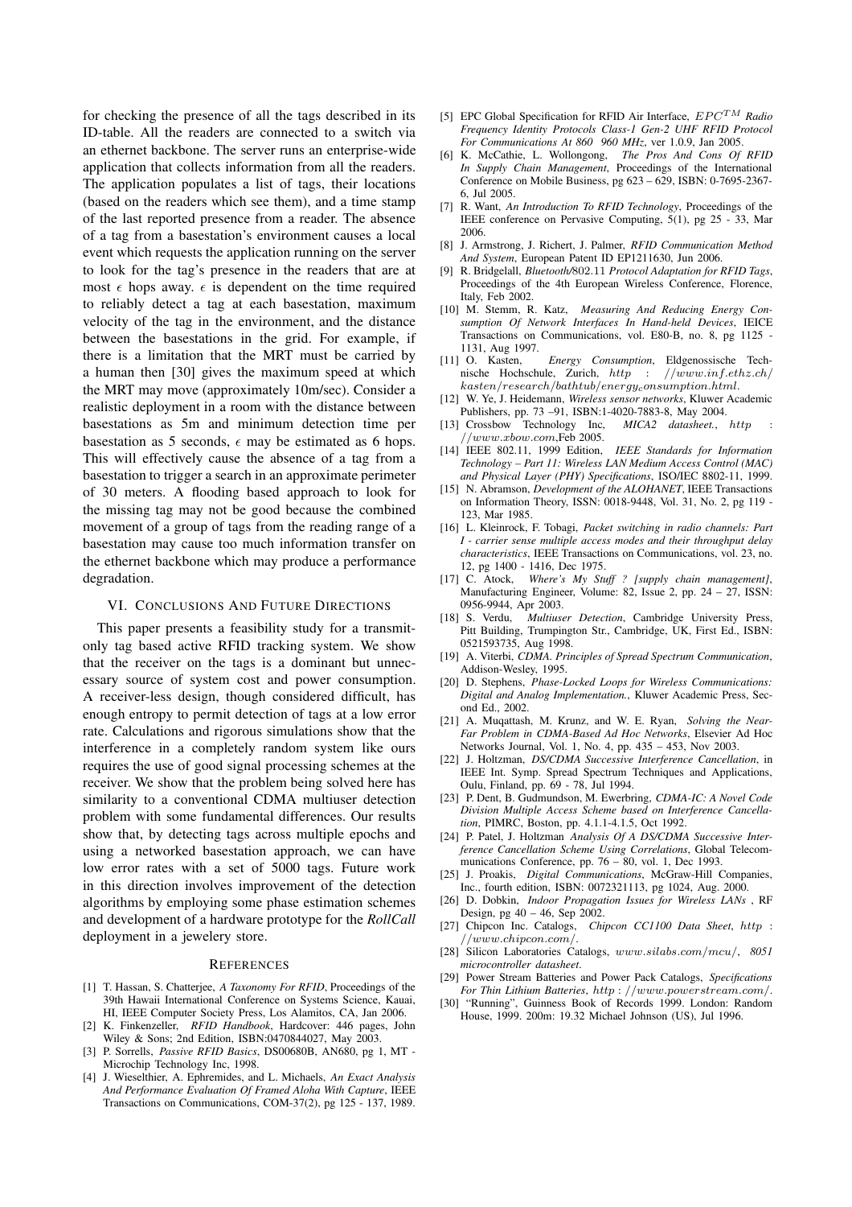for checking the presence of all the tags described in its ID-table. All the readers are connected to a switch via an ethernet backbone. The server runs an enterprise-wide application that collects information from all the readers. The application populates a list of tags, their locations (based on the readers which see them), and a time stamp of the last reported presence from a reader. The absence of a tag from a basestation's environment causes a local event which requests the application running on the server to look for the tag's presence in the readers that are at most $\epsilon$ hops away. $\epsilon$ is dependent on the time required to reliably detect a tag at each basestation, maximum velocity of the tag in the environment, and the distance between the basestations in the grid. For example, if there is a limitation that the MRT must be carried by a human then [30] gives the maximum speed at which the MRT may move (approximately 10m/sec). Consider a realistic deployment in a room with the distance between basestations as 5m and minimum detection time per basestation as 5 seconds, $\epsilon$ may be estimated as 6 hops. This will effectively cause the absence of a tag from a basestation to trigger a search in an approximate perimeter of 30 meters. A flooding based approach to look for the missing tag may not be good because the combined movement of a group of tags from the reading range of a basestation may cause too much information transfer on the ethernet backbone which may produce a performance degradation.

## VI. Conclusions And Future Directions

This paper presents a feasibility study for a transmit-only tag based active RFID tracking system. We show that the receiver on the tags is a dominant but unnecessary source of system cost and power consumption. A receiver-less design, though considered difficult, has enough entropy to permit detection of tags at a low error rate. Calculations and rigorous simulations show that the interference in a completely random system like ours requires the use of good signal processing schemes at the receiver. We show that the problem being solved here has similarity to a conventional CDMA multiuser detection problem with some fundamental differences. Our results show that, by detecting tags across multiple epochs and using a networked basestation approach, we can have low error rates with a set of 5000 tags. Future work in this direction involves improvement of the detection algorithms by employing some phase estimation schemes and development of a hardware prototype for the *RollCall* deployment in a jewelery store.

## References

[1] T. Hassan, S. Chatterjee, *A Taxonomy For RFID*, Proceedings of the 39th Hawaii International Conference on Systems Science, Kauai, HI, IEEE Computer Society Press, Los Alamitos, CA, Jan 2006.

[2] K. Finkenzeller, *RFID Handbook*, Hardcover: 446 pages, John Wiley & Sons; 2nd Edition, ISBN:0470844027, May 2003.

[3] P. Sorrells, *Passive RFID Basics*, DS00680B, AN680, pg 1, MT - Microchip Technology Inc, 1998.

[4] J. Wieselthier, A. Ephremides, and L. Michaels, *An Exact Analysis And Performance Evaluation Of Framed Aloha With Capture*, IEEE Transactions on Communications, COM-37(2), pg 125 - 137, 1989.

[5] EPC Global Specification for RFID Air Interface, $EPC^{TM}$ *Radio Frequency Identity Protocols Class-1 Gen-2 UHF RFID Protocol For Communications At 860 960 MHz*, ver 1.0.9, Jan 2005.

[6] K. McCathie, L. Wollongong, *The Pros And Cons Of RFID In Supply Chain Management*, Proceedings of the International Conference on Mobile Business, pg 623 – 629, ISBN: 0-7695-2367-6, Jul 2005.

[7] R. Want, *An Introduction To RFID Technology*, Proceedings of the IEEE conference on Pervasive Computing, 5(1), pg 25 - 33, Mar 2006.

[8] J. Armstrong, J. Richert, J. Palmer, *RFID Communication Method And System*, European Patent ID EP1211630, Jun 2006.

[9] R. Bridgelall, *Bluetooth/802.11 Protocol Adaptation for RFID Tags*, Proceedings of the 4th European Wireless Conference, Florence, Italy, Feb 2002.

[10] M. Stemm, R. Katz, *Measuring And Reducing Energy Consumption Of Network Interfaces In Hand-held Devices*, IEICE Transactions on Communications, vol. E80-B, no. 8, pg 1125 - 1131, Aug 1997.

[11] O. Kasten, *Energy Consumption*, Eldgenossische Technische Hochschule, Zurich, $http://www.inf.ethz.ch/kasten/research/bathtub/energy_consumption.html$.

[12] W. Ye, J. Heidemann, *Wireless sensor networks*, Kluwer Academic Publishers, pp. 73 –91, ISBN:1-4020-7883-8, May 2004.

[13] Crossbow Technology Inc, *MICA2 datasheet.*, $http://www.xbow.com$,Feb 2005.

[14] IEEE 802.11, 1999 Edition, *IEEE Standards for Information Technology – Part 11: Wireless LAN Medium Access Control (MAC) and Physical Layer (PHY) Specifications*, ISO/IEC 8802-11, 1999.

[15] N. Abramson, *Development of the ALOHANET*, IEEE Transactions on Information Theory, ISSN: 0018-9448, Vol. 31, No. 2, pg 119 - 123, Mar 1985.

[16] L. Kleinrock, F. Tobagi, *Packet switching in radio channels: Part I - carrier sense multiple access modes and their throughput delay characteristics*, IEEE Transactions on Communications, vol. 23, no. 12, pg 1400 - 1416, Dec 1975.

[17] C. Atock, *Where's My Stuff ? [supply chain management]*, Manufacturing Engineer, Volume: 82, Issue 2, pp. 24 – 27, ISSN: 0956-9944, Apr 2003.

[18] S. Verdu, *Multiuser Detection*, Cambridge University Press, Pitt Building, Trumpington Str., Cambridge, UK, First Ed., ISBN: 0521593735, Aug 1998.

[19] A. Viterbi, *CDMA. Principles of Spread Spectrum Communication*, Addison-Wesley, 1995.

[20] D. Stephens, *Phase-Locked Loops for Wireless Communications: Digital and Analog Implementation.*, Kluwer Academic Press, Second Ed., 2002.

[21] A. Muqattash, M. Krunz, and W. E. Ryan, *Solving the Near-Far Problem in CDMA-Based Ad Hoc Networks*, Elsevier Ad Hoc Networks Journal, Vol. 1, No. 4, pp. 435 – 453, Nov 2003.

[22] J. Holtzman, *DS/CDMA Successive Interference Cancellation*, in IEEE Int. Symp. Spread Spectrum Techniques and Applications, Oulu, Finland, pp. 69 - 78, Jul 1994.

[23] P. Dent, B. Gudmundson, M. Ewerbring, *CDMA-IC: A Novel Code Division Multiple Access Scheme based on Interference Cancellation*, PIMRC, Boston, pp. 4.1.1-4.1.5, Oct 1992.

[24] P. Patel, J. Holtzman *Analysis Of A DS/CDMA Successive Interference Cancellation Scheme Using Correlations*, Global Telecommunications Conference, pp. 76 – 80, vol. 1, Dec 1993.

[25] J. Proakis, *Digital Communications*, McGraw-Hill Companies, Inc., fourth edition, ISBN: 0072321113, pg 1024, Aug. 2000.

[26] D. Dobkin, *Indoor Propagation Issues for Wireless LANs* , RF Design, pg 40 – 46, Sep 2002.

[27] Chipcon Inc. Catalogs, *Chipcon CC1100 Data Sheet*, $http://www.chipcon.com/$.

[28] Silicon Laboratories Catalogs, $www.silabs.com/mcu/$, *8051 microcontroller datasheet*.

[29] Power Stream Batteries and Power Pack Catalogs, *Specifications For Thin Lithium Batteries*, $http://www.powerstream.com/$.

[30] "Running", Guinness Book of Records 1999. London: Random House, 1999. 200m: 19.32 Michael Johnson (US), Jul 1996.